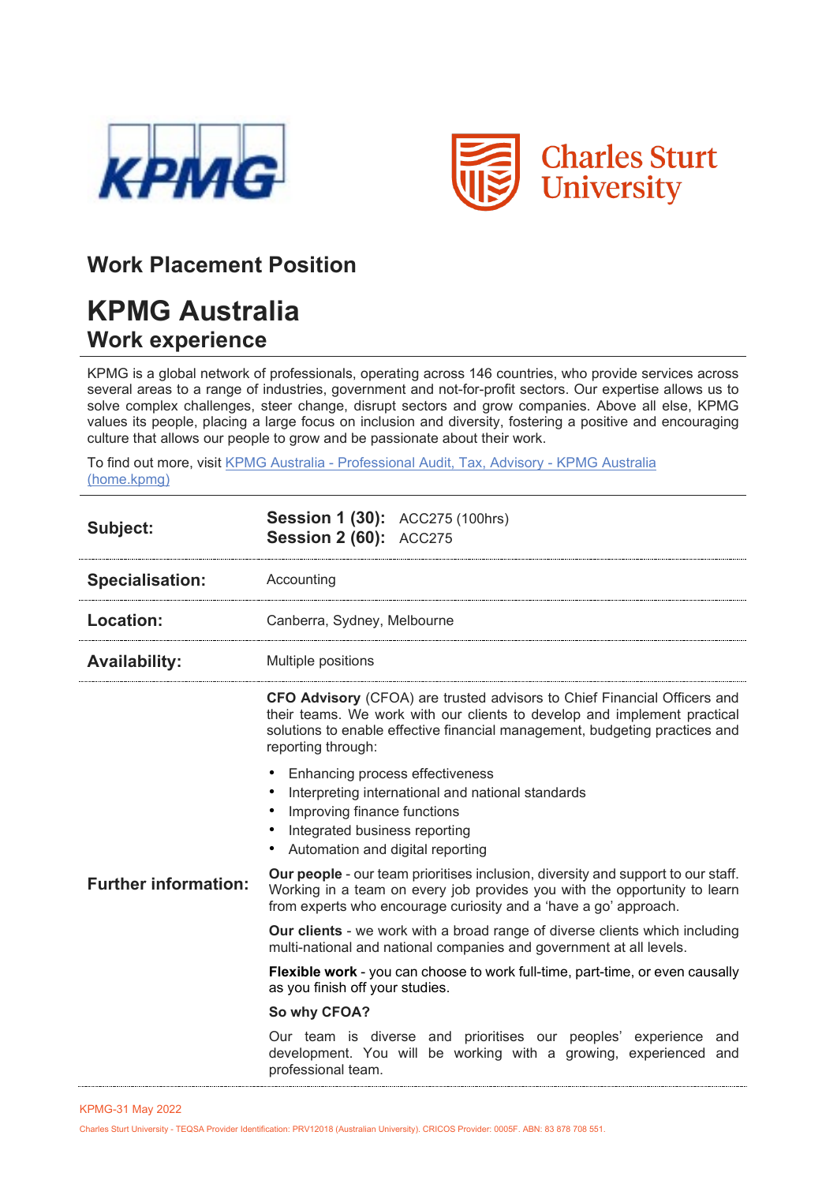## Work Placement Position

# KPMG Australia

## Work experience

KPMG is a global network of professionals, operating across 146 countries, who provide services across several areas to a range of industries, government and not-for-profit sectors. Our expertise allows us to solve complex challenges, steer change, disrupt sectors and grow companies. Above all else, KPMG values its people, placing a large focus on inclusion and diversity, fostering a positive and encouraging culture that allows our people to grow and be passionate about their work.

To find out more, visit [KPMG Australia - Professional Audit, Tax, Advisory - KPMG Australia (home.kpmg)]

| | |
|---|---|
| **Subject:** | **Session 1 (30):** ACC275 (100hrs)<br>**Session 2 (60):** ACC275 |
| **Specialisation:** | Accounting |
| **Location:** | Canberra, Sydney, Melbourne |
| **Availability:** | Multiple positions |
| **Further information:** | **CFO Advisory** (CFOA) are trusted advisors to Chief Financial Officers and their teams. We work with our clients to develop and implement practical solutions to enable effective financial management, budgeting practices and reporting through:<br>• Enhancing process effectiveness<br>• Interpreting international and national standards<br>• Improving finance functions<br>• Integrated business reporting<br>• Automation and digital reporting<br>**Our people** - our team prioritises inclusion, diversity and support to our staff. Working in a team on every job provides you with the opportunity to learn from experts who encourage curiosity and a 'have a go' approach.<br>**Our clients** - we work with a broad range of diverse clients which including multi-national and national companies and government at all levels.<br>**Flexible work** - you can choose to work full-time, part-time, or even causally as you finish off your studies.<br>**So why CFOA?**<br>Our team is diverse and prioritises our peoples' experience and development. You will be working with a growing, experienced and professional team. |

KPMG-31 May 2022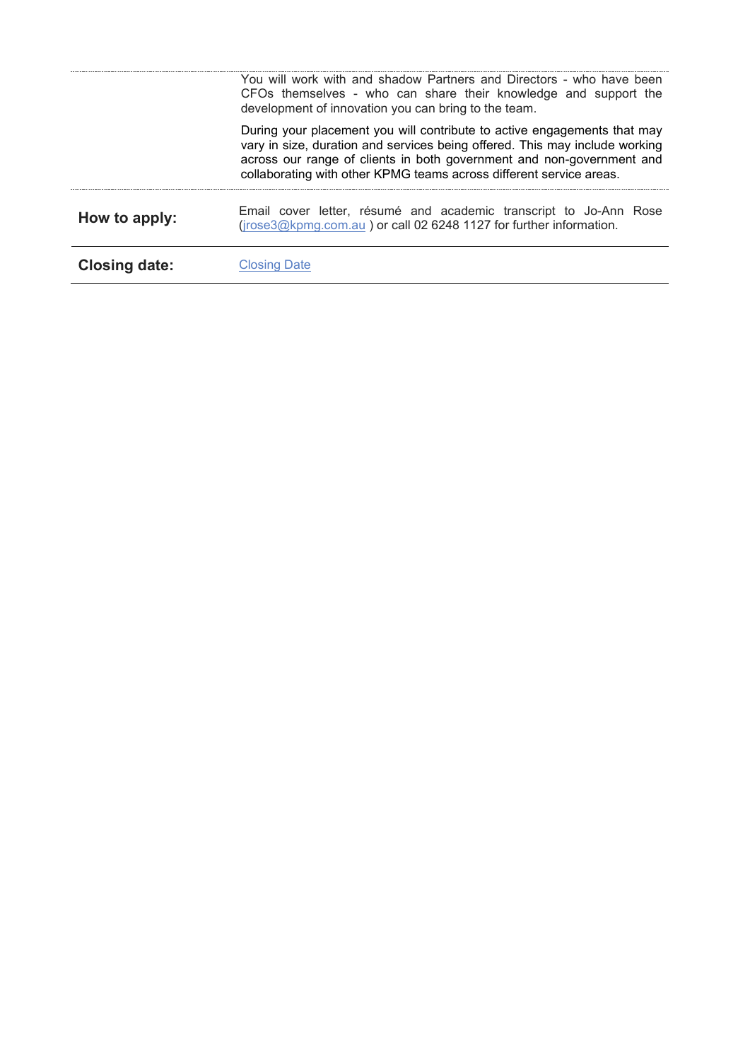| | |
|---|---|
| | You will work with and shadow Partners and Directors - who have been CFOs themselves - who can share their knowledge and support the development of innovation you can bring to the team.<br><br>During your placement you will contribute to active engagements that may vary in size, duration and services being offered. This may include working across our range of clients in both government and non-government and collaborating with other KPMG teams across different service areas. |
| **How to apply:** | Email cover letter, résumé and academic transcript to Jo-Ann Rose (jrose3@kpmg.com.au ) or call 02 6248 1127 for further information. |
| **Closing date:** | Closing Date |